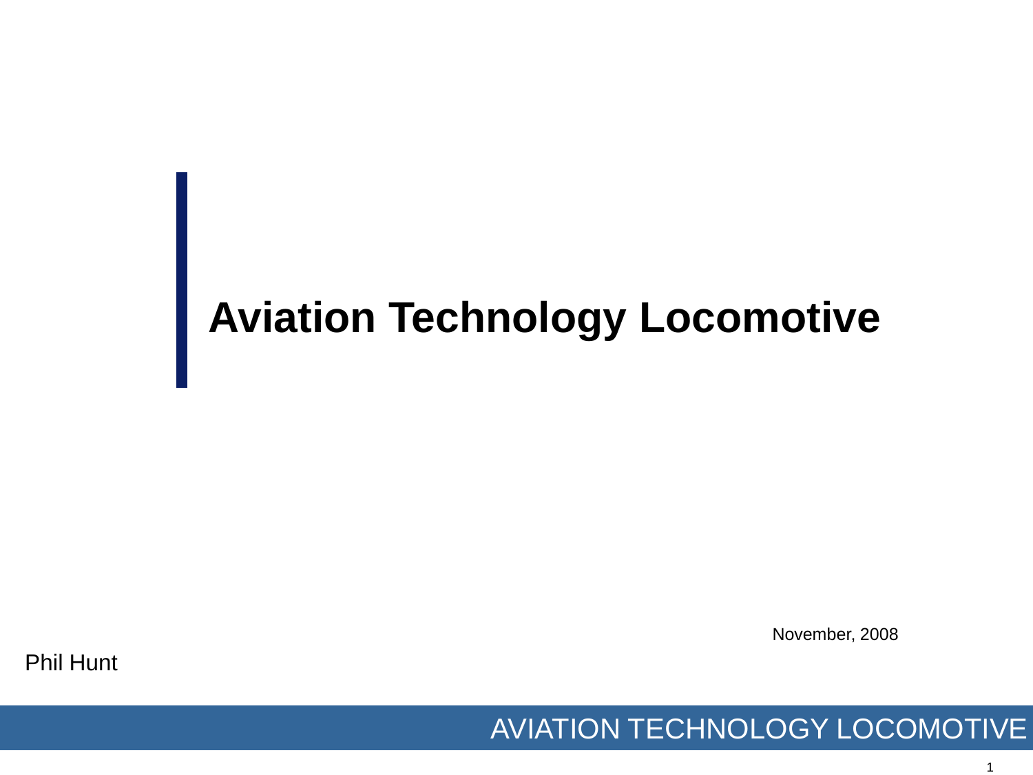# Aviation Technology Locomotive

November, 2008

Phil Hunt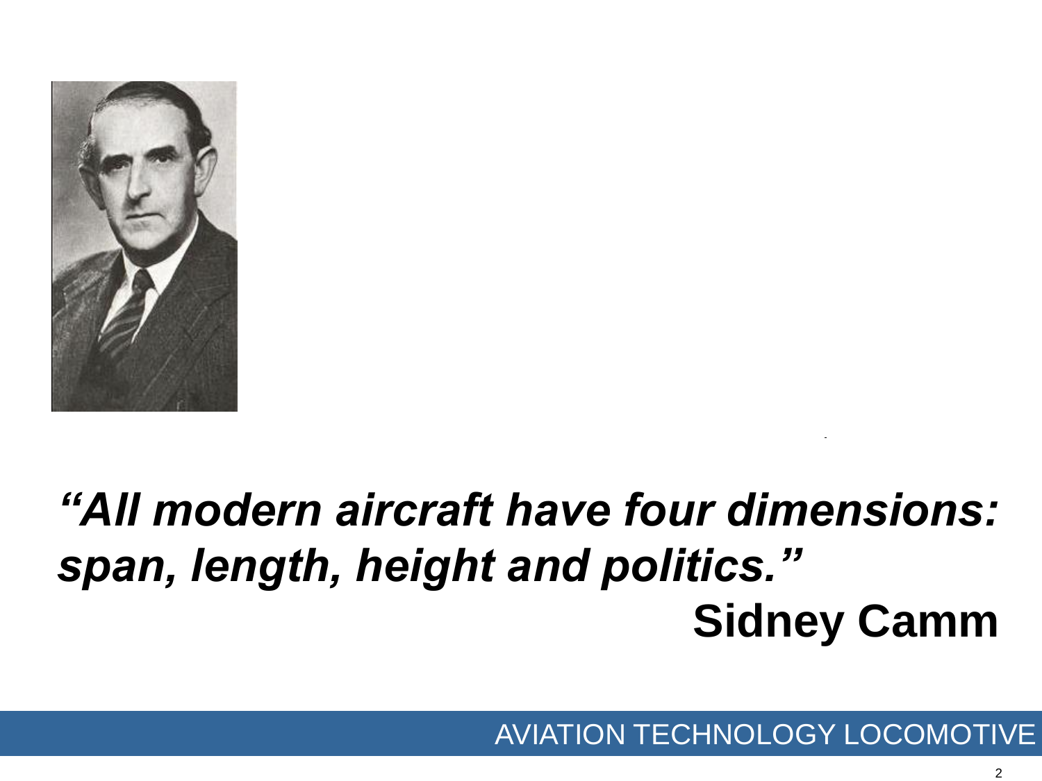*"All modern aircraft have four dimensions: span, length, height and politics."*

**Sidney Camm**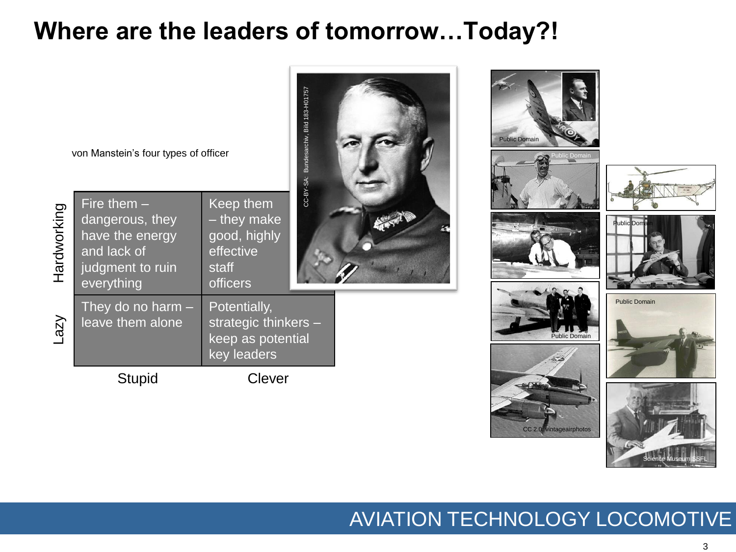# Where are the leaders of tomorrow…Today?!

von Manstein's four types of officer

| | Stupid | Clever |
|---|---|---|
| **Hardworking** | Fire them – dangerous, they have the energy and lack of judgment to ruin everything | Keep them – they make good, highly effective staff officers |
| **Lazy** | They do no harm – leave them alone | Potentially, strategic thinkers – keep as potential key leaders |

CC-BY-SA: Bundesarchiv, Bild 183-H01757

Public Domain

Public Domain

Public Domain

Public Domain

Public Domain

CC 2.0: vintageairphotos

Science Museum SSFL

AVIATION TECHNOLOGY LOCOMOTIVE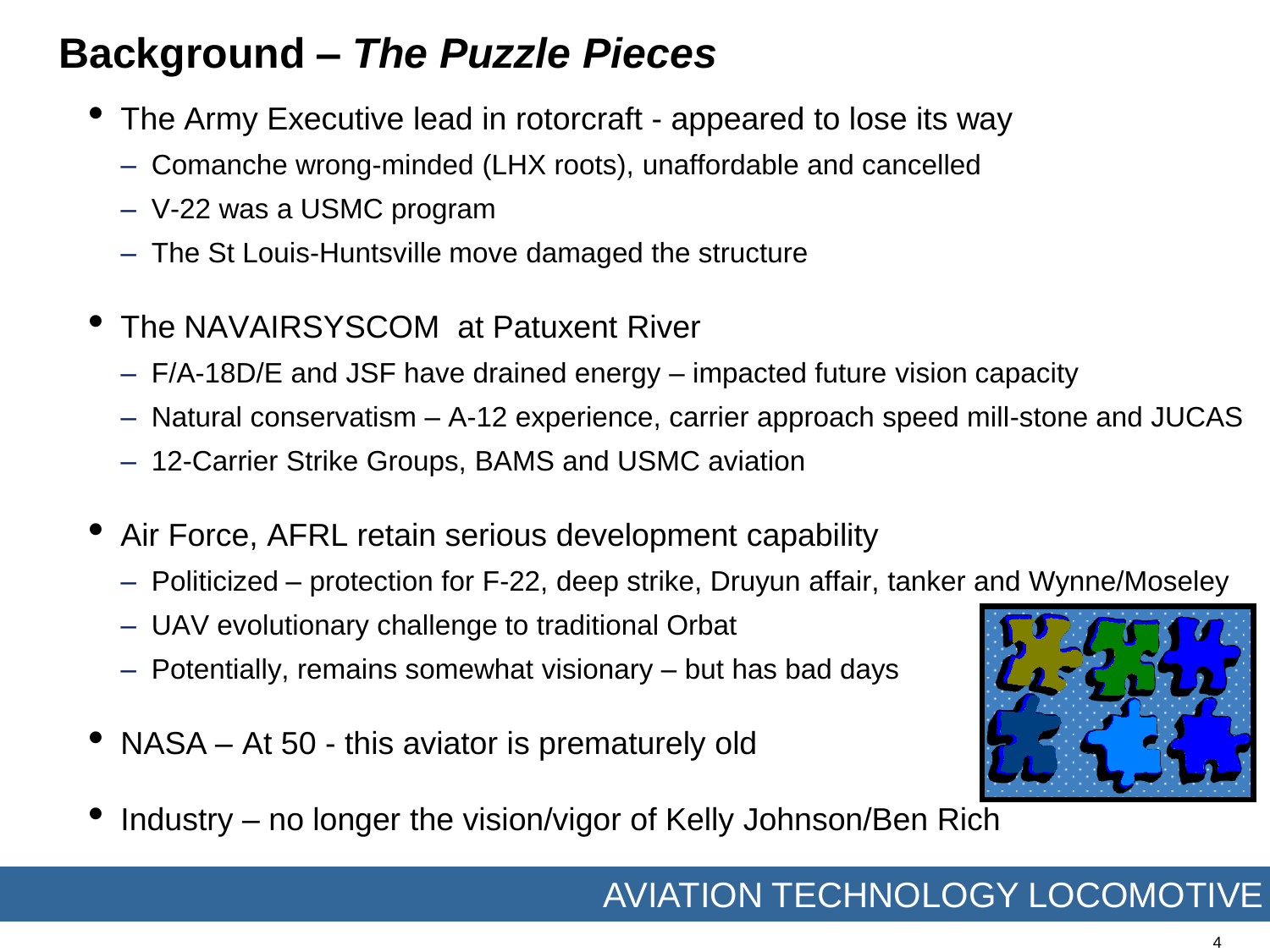# Background – *The Puzzle Pieces*

- The Army Executive lead in rotorcraft - appeared to lose its way
  - Comanche wrong-minded (LHX roots), unaffordable and cancelled
  - V-22 was a USMC program
  - The St Louis-Huntsville move damaged the structure
- The NAVAIRSYSCOM at Patuxent River
  - F/A-18D/E and JSF have drained energy – impacted future vision capacity
  - Natural conservatism – A-12 experience, carrier approach speed mill-stone and JUCAS
  - 12-Carrier Strike Groups, BAMS and USMC aviation
- Air Force, AFRL retain serious development capability
  - Politicized – protection for F-22, deep strike, Druyun affair, tanker and Wynne/Moseley
  - UAV evolutionary challenge to traditional Orbat
  - Potentially, remains somewhat visionary – but has bad days
- NASA – At 50 - this aviator is prematurely old
- Industry – no longer the vision/vigor of Kelly Johnson/Ben Rich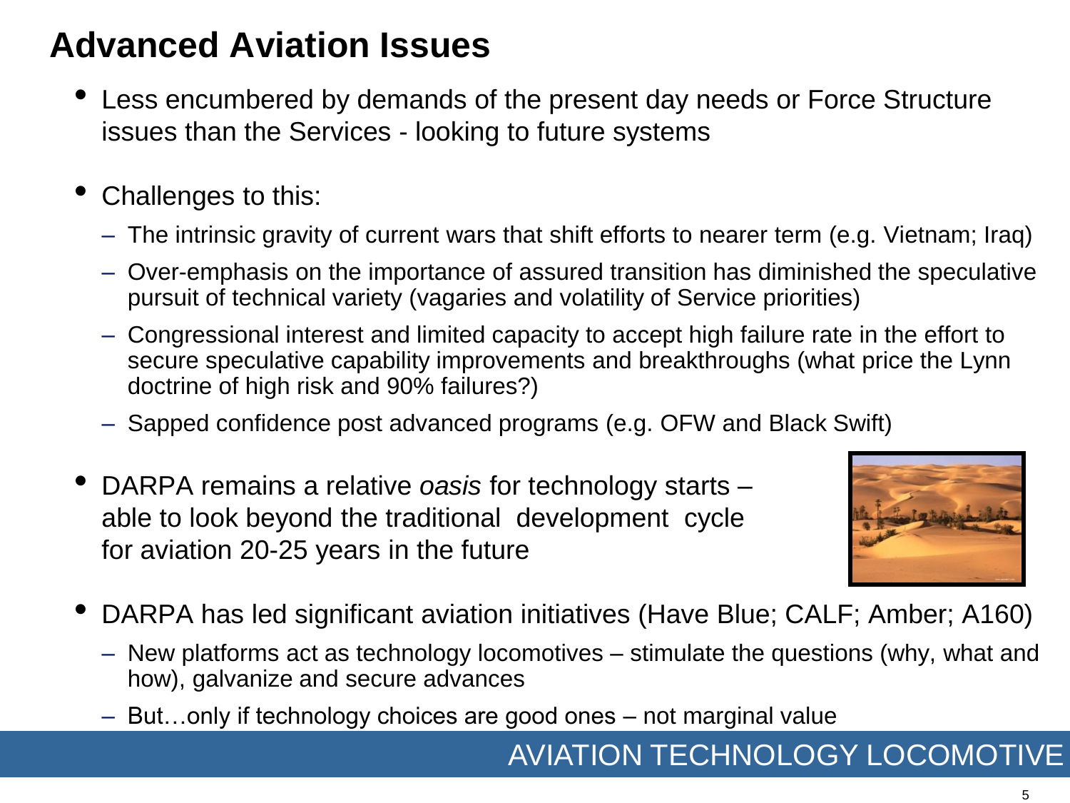# Advanced Aviation Issues

- Less encumbered by demands of the present day needs or Force Structure issues than the Services - looking to future systems

- Challenges to this:
  - The intrinsic gravity of current wars that shift efforts to nearer term (e.g. Vietnam; Iraq)
  - Over-emphasis on the importance of assured transition has diminished the speculative pursuit of technical variety (vagaries and volatility of Service priorities)
  - Congressional interest and limited capacity to accept high failure rate in the effort to secure speculative capability improvements and breakthroughs (what price the Lynn doctrine of high risk and 90% failures?)
  - Sapped confidence post advanced programs (e.g. OFW and Black Swift)

- DARPA remains a relative *oasis* for technology starts – able to look beyond the traditional development cycle for aviation 20-25 years in the future

- DARPA has led significant aviation initiatives (Have Blue; CALF; Amber; A160)
  - New platforms act as technology locomotives – stimulate the questions (why, what and how), galvanize and secure advances
  - But…only if technology choices are good ones – not marginal value

AVIATION TECHNOLOGY LOCOMOTIVE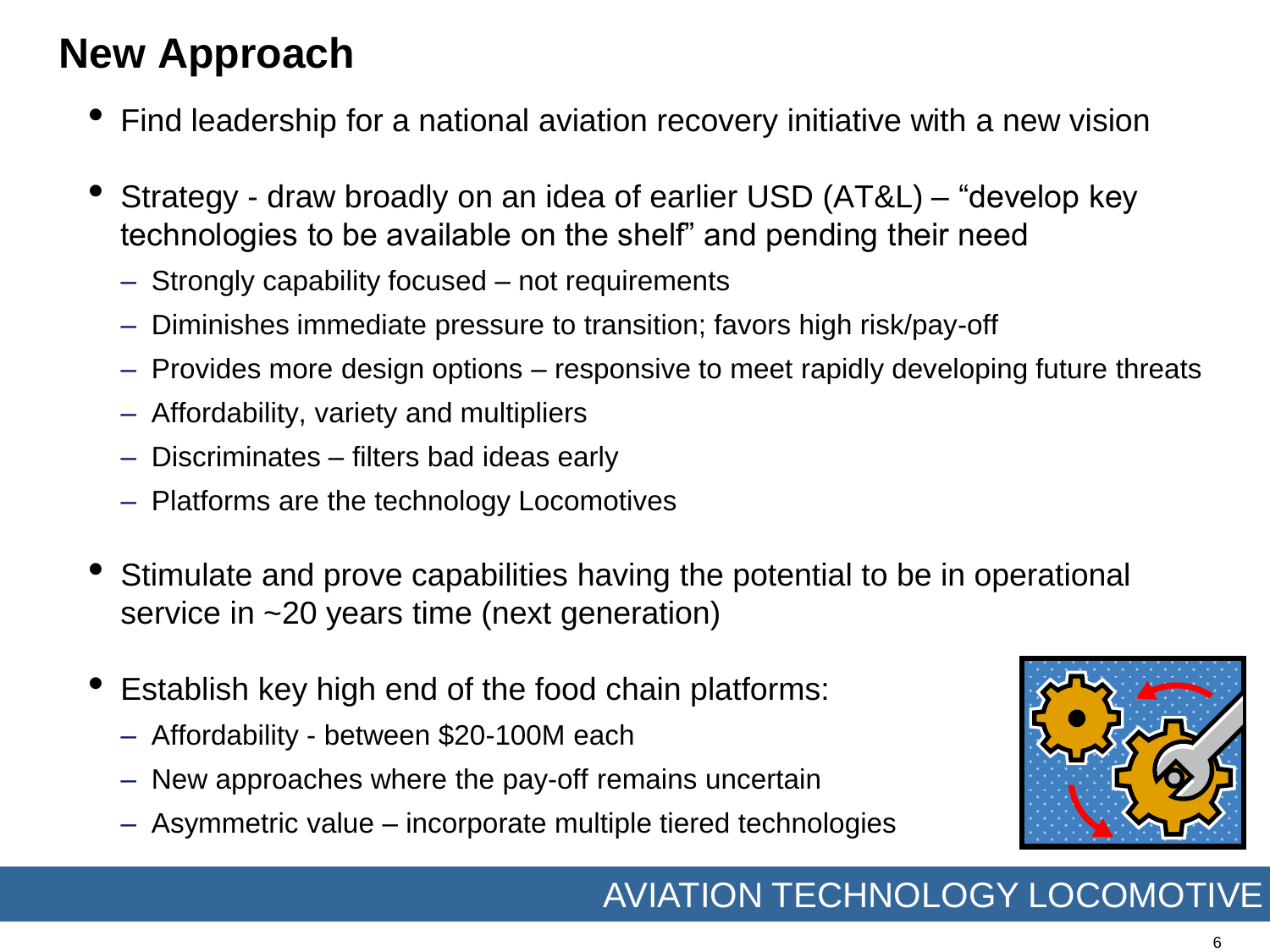# New Approach

- Find leadership for a national aviation recovery initiative with a new vision
- Strategy - draw broadly on an idea of earlier USD (AT&L) – "develop key technologies to be available on the shelf" and pending their need
  - Strongly capability focused – not requirements
  - Diminishes immediate pressure to transition; favors high risk/pay-off
  - Provides more design options – responsive to meet rapidly developing future threats
  - Affordability, variety and multipliers
  - Discriminates – filters bad ideas early
  - Platforms are the technology Locomotives
- Stimulate and prove capabilities having the potential to be in operational service in ~20 years time (next generation)
- Establish key high end of the food chain platforms:
  - Affordability - between $20-100M each
  - New approaches where the pay-off remains uncertain
  - Asymmetric value – incorporate multiple tiered technologies

AVIATION TECHNOLOGY LOCOMOTIVE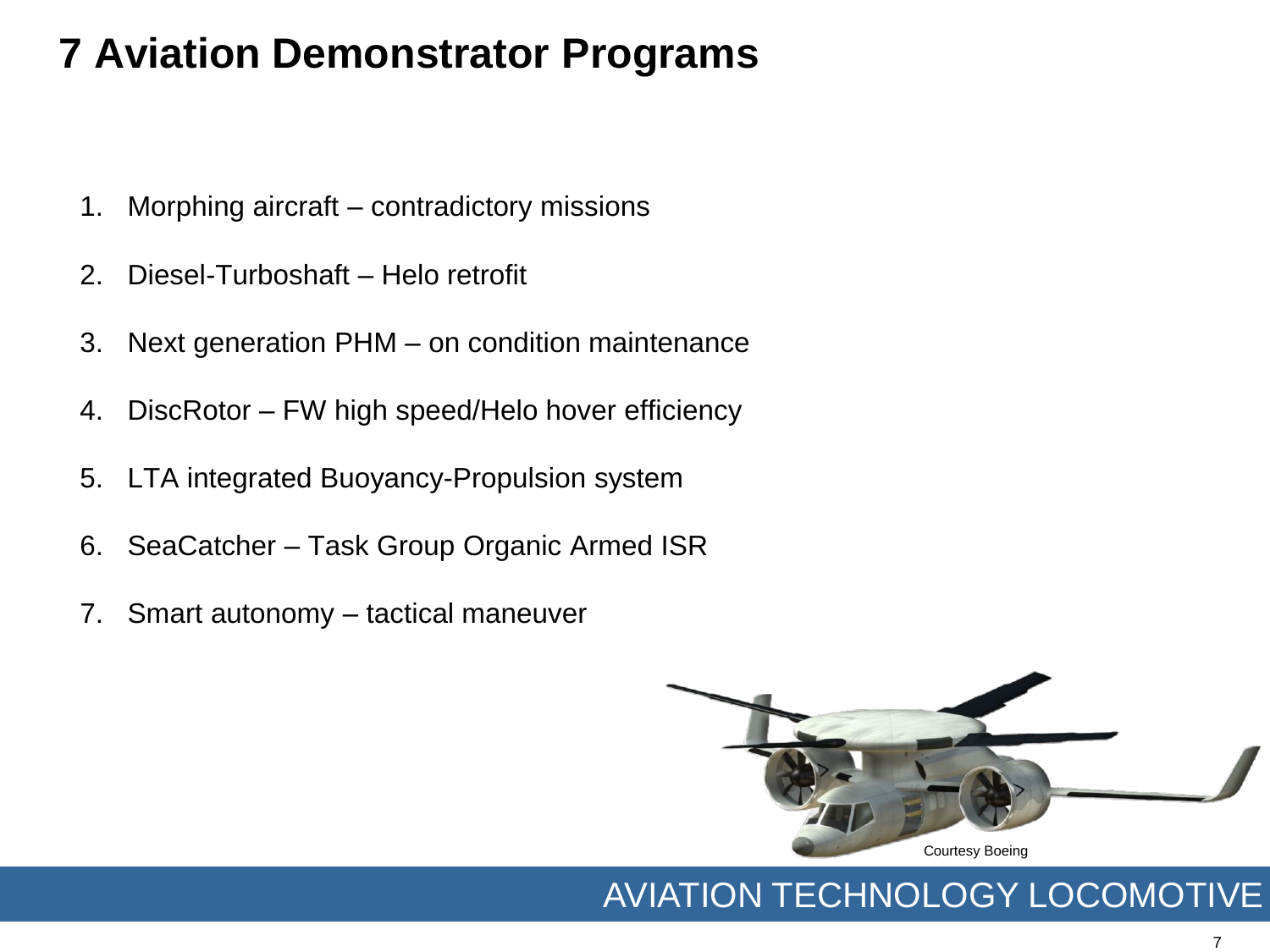# 7 Aviation Demonstrator Programs

1. Morphing aircraft – contradictory missions
2. Diesel-Turboshaft – Helo retrofit
3. Next generation PHM – on condition maintenance
4. DiscRotor – FW high speed/Helo hover efficiency
5. LTA integrated Buoyancy-Propulsion system
6. SeaCatcher – Task Group Organic Armed ISR
7. Smart autonomy – tactical maneuver

Courtesy Boeing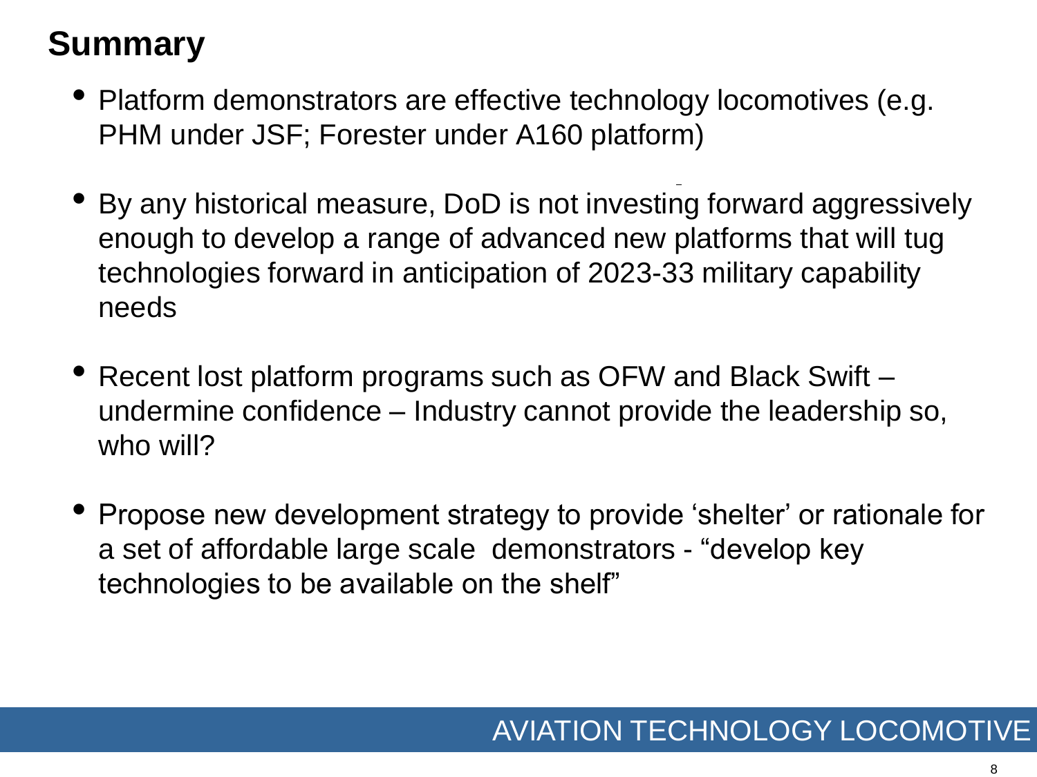## Summary

- Platform demonstrators are effective technology locomotives (e.g. PHM under JSF; Forester under A160 platform)
- By any historical measure, DoD is not investing forward aggressively enough to develop a range of advanced new platforms that will tug technologies forward in anticipation of 2023-33 military capability needs
- Recent lost platform programs such as OFW and Black Swift – undermine confidence – Industry cannot provide the leadership so, who will?
- Propose new development strategy to provide ‘shelter’ or rationale for a set of affordable large scale demonstrators - “develop key technologies to be available on the shelf”